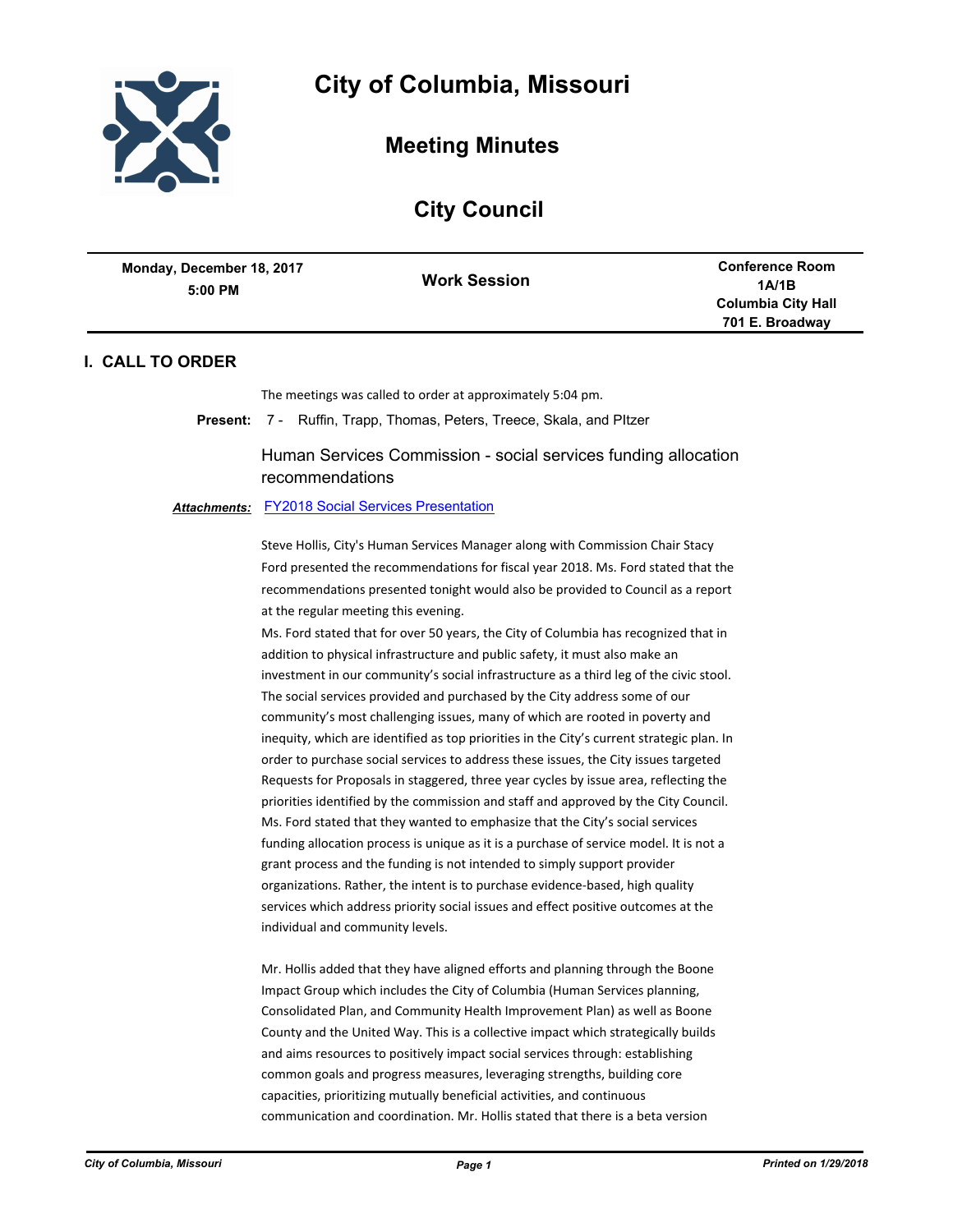# City of Columbia, Missouri

## Meeting Minutes

## City Council

| Monday, December 18, 2017 5:00 PM | Work Session | Conference Room 1A/1B Columbia City Hall 701 E. Broadway |
|---|---|---|

## I. CALL TO ORDER

The meetings was called to order at approximately 5:04 pm.

**Present:** 7 - Ruffin, Trapp, Thomas, Peters, Treece, Skala, and PItzer

Human Services Commission - social services funding allocation recommendations

***Attachments:*** FY2018 Social Services Presentation

Steve Hollis, City's Human Services Manager along with Commission Chair Stacy Ford presented the recommendations for fiscal year 2018. Ms. Ford stated that the recommendations presented tonight would also be provided to Council as a report at the regular meeting this evening.

Ms. Ford stated that for over 50 years, the City of Columbia has recognized that in addition to physical infrastructure and public safety, it must also make an investment in our community's social infrastructure as a third leg of the civic stool. The social services provided and purchased by the City address some of our community's most challenging issues, many of which are rooted in poverty and inequity, which are identified as top priorities in the City's current strategic plan. In order to purchase social services to address these issues, the City issues targeted Requests for Proposals in staggered, three year cycles by issue area, reflecting the priorities identified by the commission and staff and approved by the City Council. Ms. Ford stated that they wanted to emphasize that the City's social services funding allocation process is unique as it is a purchase of service model. It is not a grant process and the funding is not intended to simply support provider organizations. Rather, the intent is to purchase evidence-based, high quality services which address priority social issues and effect positive outcomes at the individual and community levels.

Mr. Hollis added that they have aligned efforts and planning through the Boone Impact Group which includes the City of Columbia (Human Services planning, Consolidated Plan, and Community Health Improvement Plan) as well as Boone County and the United Way. This is a collective impact which strategically builds and aims resources to positively impact social services through: establishing common goals and progress measures, leveraging strengths, building core capacities, prioritizing mutually beneficial activities, and continuous communication and coordination. Mr. Hollis stated that there is a beta version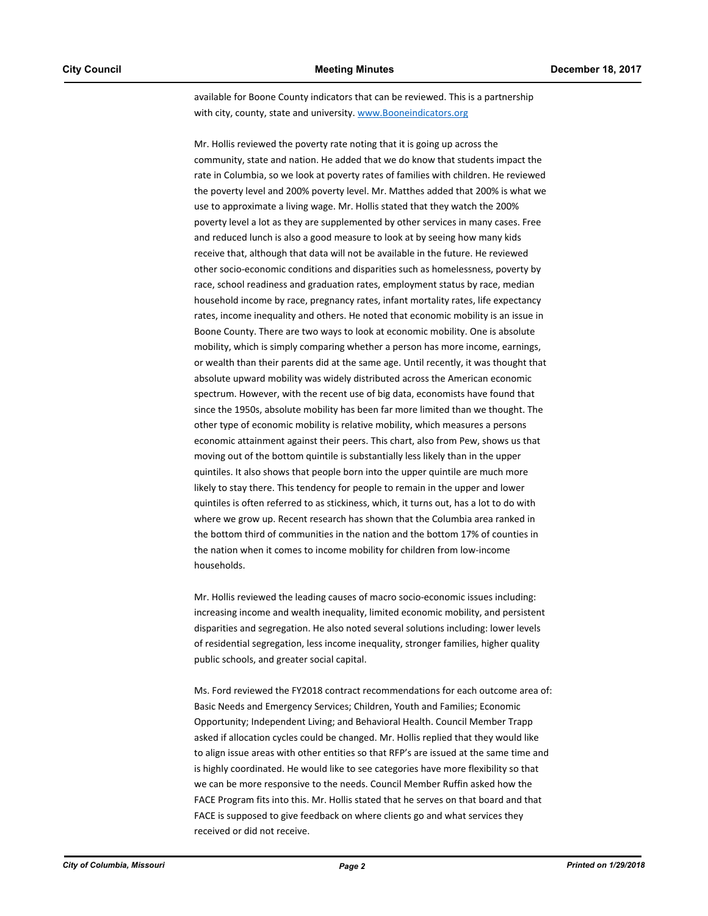available for Boone County indicators that can be reviewed. This is a partnership with city, county, state and university. www.Booneindicators.org

Mr. Hollis reviewed the poverty rate noting that it is going up across the community, state and nation. He added that we do know that students impact the rate in Columbia, so we look at poverty rates of families with children. He reviewed the poverty level and 200% poverty level. Mr. Matthes added that 200% is what we use to approximate a living wage. Mr. Hollis stated that they watch the 200% poverty level a lot as they are supplemented by other services in many cases. Free and reduced lunch is also a good measure to look at by seeing how many kids receive that, although that data will not be available in the future. He reviewed other socio-economic conditions and disparities such as homelessness, poverty by race, school readiness and graduation rates, employment status by race, median household income by race, pregnancy rates, infant mortality rates, life expectancy rates, income inequality and others. He noted that economic mobility is an issue in Boone County. There are two ways to look at economic mobility. One is absolute mobility, which is simply comparing whether a person has more income, earnings, or wealth than their parents did at the same age. Until recently, it was thought that absolute upward mobility was widely distributed across the American economic spectrum. However, with the recent use of big data, economists have found that since the 1950s, absolute mobility has been far more limited than we thought. The other type of economic mobility is relative mobility, which measures a persons economic attainment against their peers. This chart, also from Pew, shows us that moving out of the bottom quintile is substantially less likely than in the upper quintiles. It also shows that people born into the upper quintile are much more likely to stay there. This tendency for people to remain in the upper and lower quintiles is often referred to as stickiness, which, it turns out, has a lot to do with where we grow up. Recent research has shown that the Columbia area ranked in the bottom third of communities in the nation and the bottom 17% of counties in the nation when it comes to income mobility for children from low-income households.

Mr. Hollis reviewed the leading causes of macro socio-economic issues including: increasing income and wealth inequality, limited economic mobility, and persistent disparities and segregation. He also noted several solutions including: lower levels of residential segregation, less income inequality, stronger families, higher quality public schools, and greater social capital.

Ms. Ford reviewed the FY2018 contract recommendations for each outcome area of: Basic Needs and Emergency Services; Children, Youth and Families; Economic Opportunity; Independent Living; and Behavioral Health. Council Member Trapp asked if allocation cycles could be changed. Mr. Hollis replied that they would like to align issue areas with other entities so that RFP's are issued at the same time and is highly coordinated. He would like to see categories have more flexibility so that we can be more responsive to the needs. Council Member Ruffin asked how the FACE Program fits into this. Mr. Hollis stated that he serves on that board and that FACE is supposed to give feedback on where clients go and what services they received or did not receive.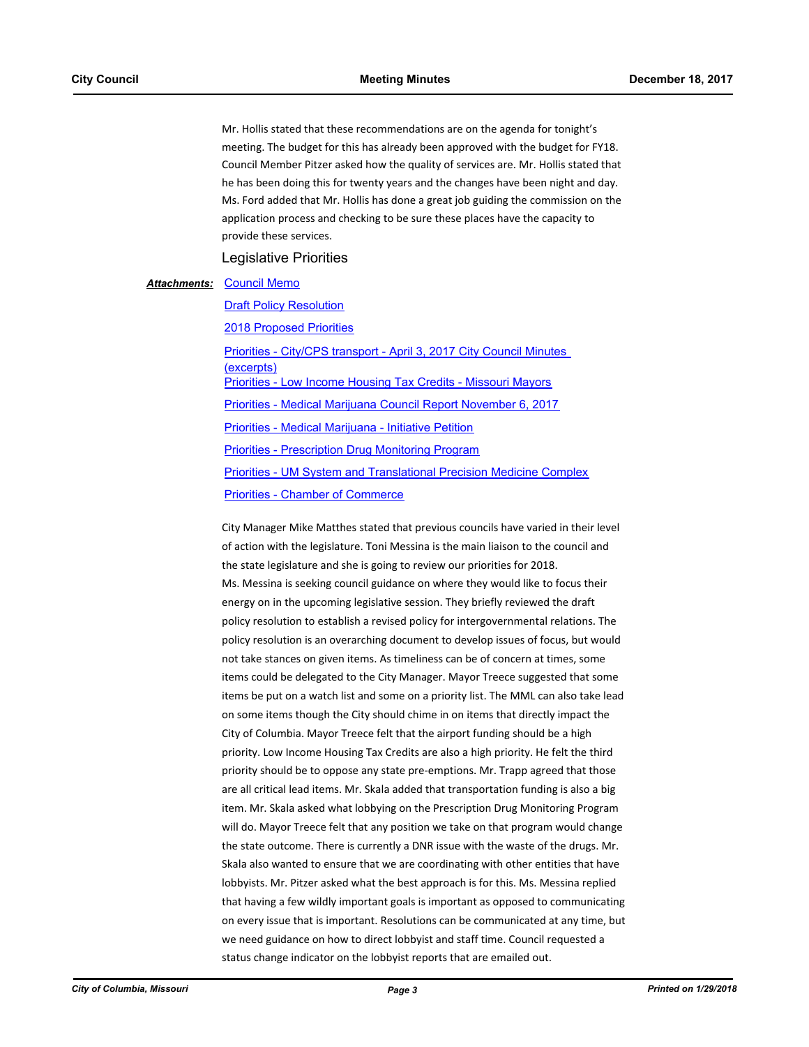Mr. Hollis stated that these recommendations are on the agenda for tonight's meeting. The budget for this has already been approved with the budget for FY18. Council Member Pitzer asked how the quality of services are. Mr. Hollis stated that he has been doing this for twenty years and the changes have been night and day. Ms. Ford added that Mr. Hollis has done a great job guiding the commission on the application process and checking to be sure these places have the capacity to provide these services.

## Legislative Priorities

***Attachments:*** Council Memo

Draft Policy Resolution

2018 Proposed Priorities

Priorities - City/CPS transport - April 3, 2017 City Council Minutes (excerpts)

Priorities - Low Income Housing Tax Credits - Missouri Mayors

Priorities - Medical Marijuana Council Report November 6, 2017

Priorities - Medical Marijuana - Initiative Petition

Priorities - Prescription Drug Monitoring Program

Priorities - UM System and Translational Precision Medicine Complex

Priorities - Chamber of Commerce

City Manager Mike Matthes stated that previous councils have varied in their level of action with the legislature. Toni Messina is the main liaison to the council and the state legislature and she is going to review our priorities for 2018.

Ms. Messina is seeking council guidance on where they would like to focus their energy on in the upcoming legislative session. They briefly reviewed the draft policy resolution to establish a revised policy for intergovernmental relations. The policy resolution is an overarching document to develop issues of focus, but would not take stances on given items. As timeliness can be of concern at times, some items could be delegated to the City Manager. Mayor Treece suggested that some items be put on a watch list and some on a priority list. The MML can also take lead on some items though the City should chime in on items that directly impact the City of Columbia. Mayor Treece felt that the airport funding should be a high priority. Low Income Housing Tax Credits are also a high priority. He felt the third priority should be to oppose any state pre-emptions. Mr. Trapp agreed that those are all critical lead items. Mr. Skala added that transportation funding is also a big item. Mr. Skala asked what lobbying on the Prescription Drug Monitoring Program will do. Mayor Treece felt that any position we take on that program would change the state outcome. There is currently a DNR issue with the waste of the drugs. Mr. Skala also wanted to ensure that we are coordinating with other entities that have lobbyists. Mr. Pitzer asked what the best approach is for this. Ms. Messina replied that having a few wildly important goals is important as opposed to communicating on every issue that is important. Resolutions can be communicated at any time, but we need guidance on how to direct lobbyist and staff time. Council requested a status change indicator on the lobbyist reports that are emailed out.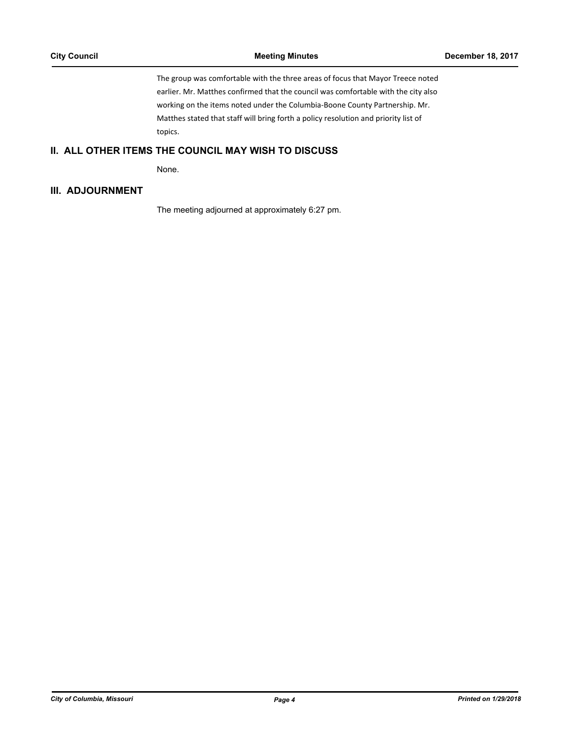The group was comfortable with the three areas of focus that Mayor Treece noted earlier. Mr. Matthes confirmed that the council was comfortable with the city also working on the items noted under the Columbia-Boone County Partnership. Mr. Matthes stated that staff will bring forth a policy resolution and priority list of topics.

## II. ALL OTHER ITEMS THE COUNCIL MAY WISH TO DISCUSS

None.

## III. ADJOURNMENT

The meeting adjourned at approximately 6:27 pm.